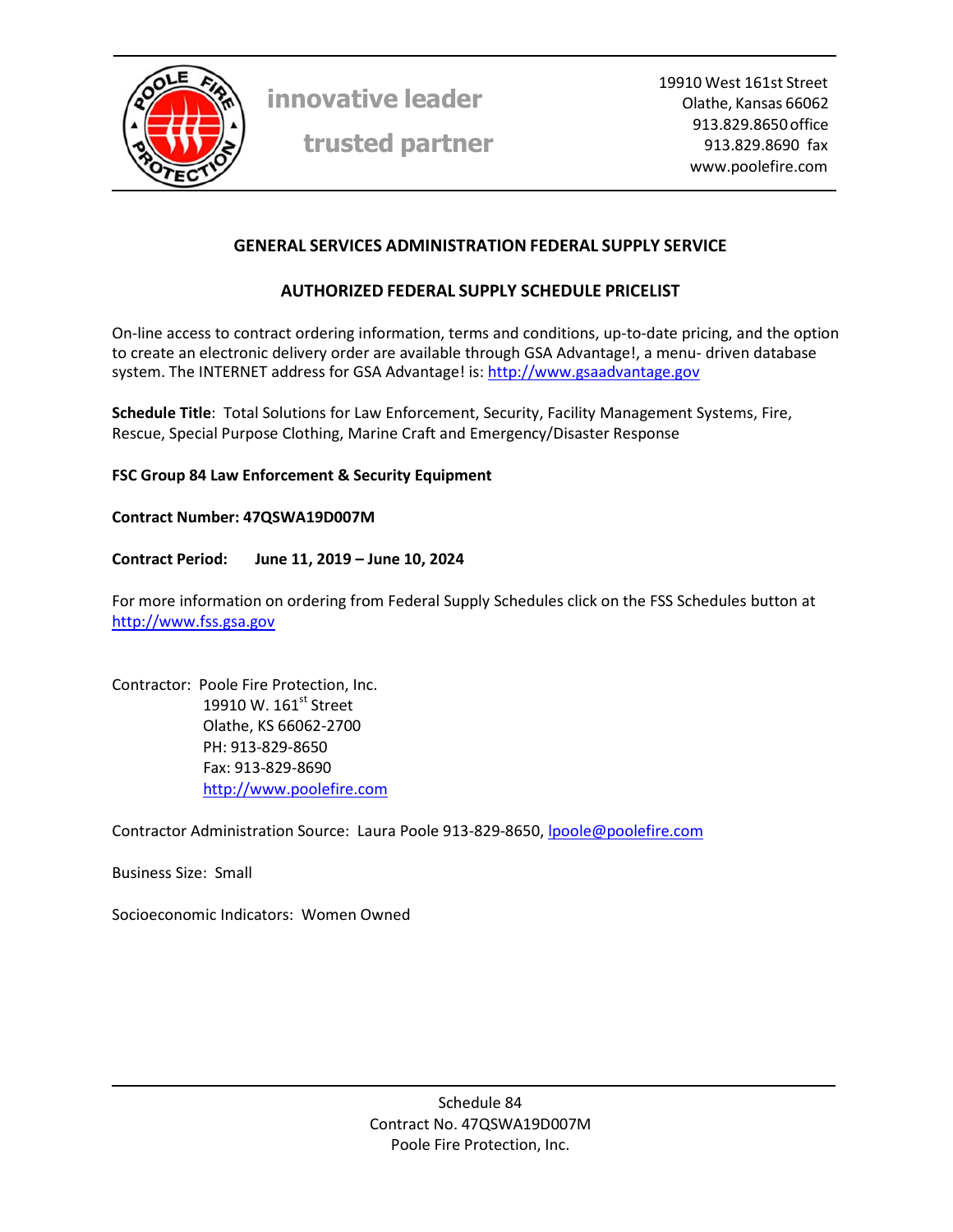innovative leader

trusted partner

19910 West 161st Street
Olathe, Kansas 66062
913.829.8650 office
913.829.8690 fax
www.poolefire.com

## GENERAL SERVICES ADMINISTRATION FEDERAL SUPPLY SERVICE

## AUTHORIZED FEDERAL SUPPLY SCHEDULE PRICELIST

On-line access to contract ordering information, terms and conditions, up-to-date pricing, and the option to create an electronic delivery order are available through GSA Advantage!, a menu- driven database system. The INTERNET address for GSA Advantage! is: http://www.gsaadvantage.gov

**Schedule Title**: Total Solutions for Law Enforcement, Security, Facility Management Systems, Fire, Rescue, Special Purpose Clothing, Marine Craft and Emergency/Disaster Response

**FSC Group 84 Law Enforcement & Security Equipment**

**Contract Number: 47QSWA19D007M**

**Contract Period: June 11, 2019 – June 10, 2024**

For more information on ordering from Federal Supply Schedules click on the FSS Schedules button at http://www.fss.gsa.gov

Contractor: Poole Fire Protection, Inc.
19910 W. 161st Street
Olathe, KS 66062-2700
PH: 913-829-8650
Fax: 913-829-8690
http://www.poolefire.com

Contractor Administration Source: Laura Poole 913-829-8650, lpoole@poolefire.com

Business Size: Small

Socioeconomic Indicators: Women Owned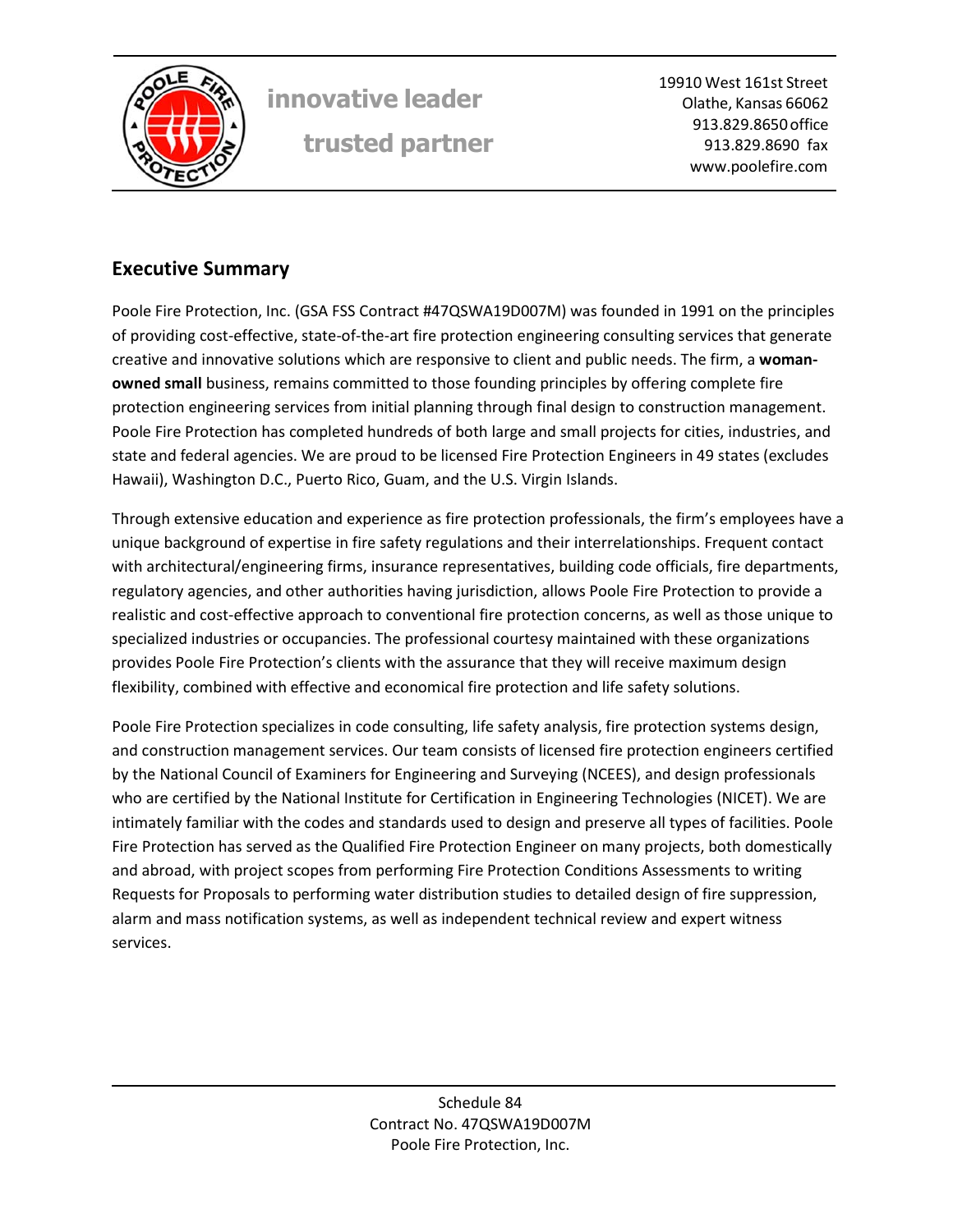## Executive Summary

Poole Fire Protection, Inc. (GSA FSS Contract #47QSWA19D007M) was founded in 1991 on the principles of providing cost-effective, state-of-the-art fire protection engineering consulting services that generate creative and innovative solutions which are responsive to client and public needs. The firm, a **woman-owned small** business, remains committed to those founding principles by offering complete fire protection engineering services from initial planning through final design to construction management. Poole Fire Protection has completed hundreds of both large and small projects for cities, industries, and state and federal agencies. We are proud to be licensed Fire Protection Engineers in 49 states (excludes Hawaii), Washington D.C., Puerto Rico, Guam, and the U.S. Virgin Islands.

Through extensive education and experience as fire protection professionals, the firm's employees have a unique background of expertise in fire safety regulations and their interrelationships. Frequent contact with architectural/engineering firms, insurance representatives, building code officials, fire departments, regulatory agencies, and other authorities having jurisdiction, allows Poole Fire Protection to provide a realistic and cost-effective approach to conventional fire protection concerns, as well as those unique to specialized industries or occupancies. The professional courtesy maintained with these organizations provides Poole Fire Protection's clients with the assurance that they will receive maximum design flexibility, combined with effective and economical fire protection and life safety solutions.

Poole Fire Protection specializes in code consulting, life safety analysis, fire protection systems design, and construction management services. Our team consists of licensed fire protection engineers certified by the National Council of Examiners for Engineering and Surveying (NCEES), and design professionals who are certified by the National Institute for Certification in Engineering Technologies (NICET). We are intimately familiar with the codes and standards used to design and preserve all types of facilities. Poole Fire Protection has served as the Qualified Fire Protection Engineer on many projects, both domestically and abroad, with project scopes from performing Fire Protection Conditions Assessments to writing Requests for Proposals to performing water distribution studies to detailed design of fire suppression, alarm and mass notification systems, as well as independent technical review and expert witness services.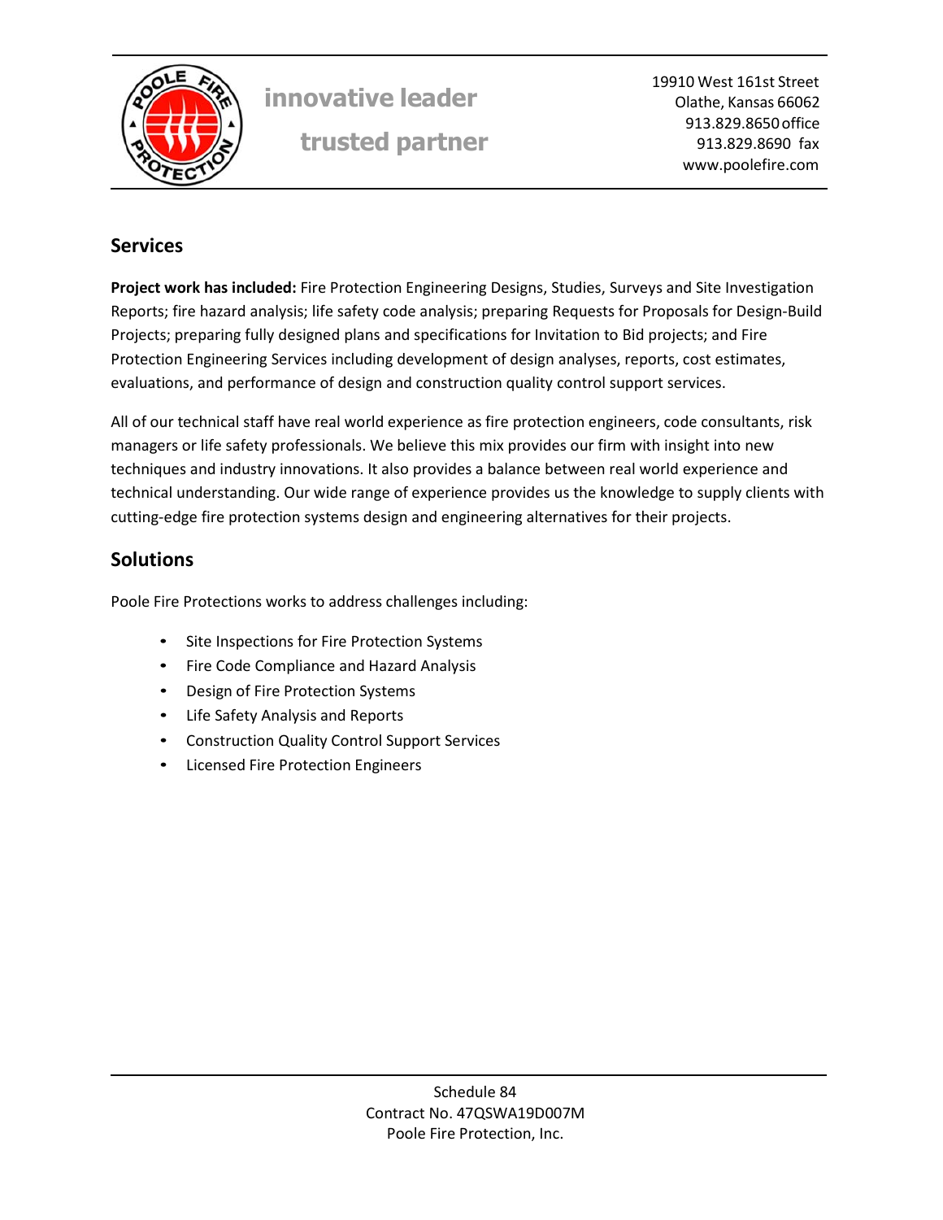## Services

**Project work has included:** Fire Protection Engineering Designs, Studies, Surveys and Site Investigation Reports; fire hazard analysis; life safety code analysis; preparing Requests for Proposals for Design-Build Projects; preparing fully designed plans and specifications for Invitation to Bid projects; and Fire Protection Engineering Services including development of design analyses, reports, cost estimates, evaluations, and performance of design and construction quality control support services.

All of our technical staff have real world experience as fire protection engineers, code consultants, risk managers or life safety professionals. We believe this mix provides our firm with insight into new techniques and industry innovations. It also provides a balance between real world experience and technical understanding. Our wide range of experience provides us the knowledge to supply clients with cutting-edge fire protection systems design and engineering alternatives for their projects.

## Solutions

Poole Fire Protections works to address challenges including:

- Site Inspections for Fire Protection Systems
- Fire Code Compliance and Hazard Analysis
- Design of Fire Protection Systems
- Life Safety Analysis and Reports
- Construction Quality Control Support Services
- Licensed Fire Protection Engineers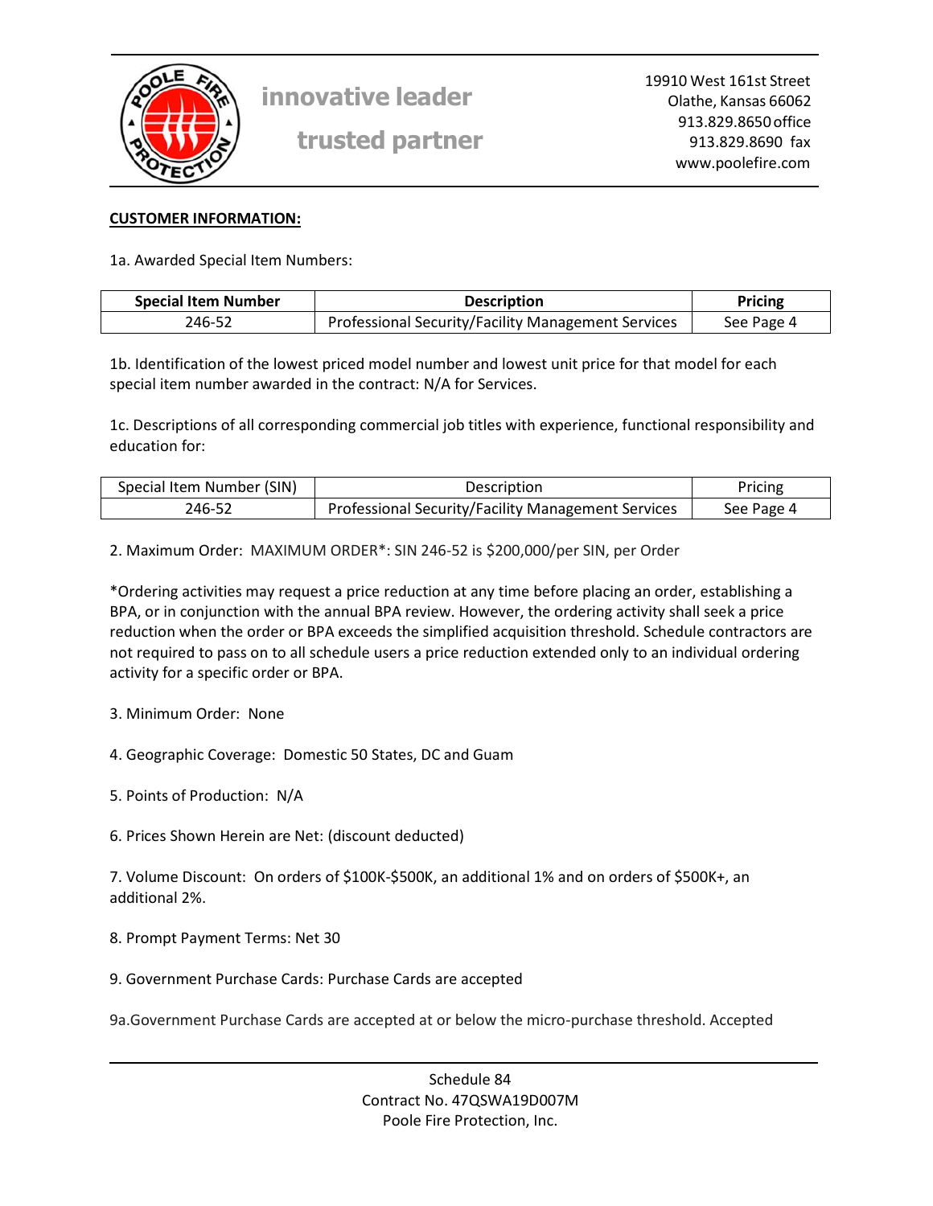**CUSTOMER INFORMATION:**

1a. Awarded Special Item Numbers:

| Special Item Number | Description | Pricing |
| --- | --- | --- |
| 246-52 | Professional Security/Facility Management Services | See Page 4 |

1b. Identification of the lowest priced model number and lowest unit price for that model for each special item number awarded in the contract: N/A for Services.

1c. Descriptions of all corresponding commercial job titles with experience, functional responsibility and education for:

| Special Item Number (SIN) | Description | Pricing |
| --- | --- | --- |
| 246-52 | Professional Security/Facility Management Services | See Page 4 |

2. Maximum Order: MAXIMUM ORDER*: SIN 246-52 is $200,000/per SIN, per Order

*Ordering activities may request a price reduction at any time before placing an order, establishing a BPA, or in conjunction with the annual BPA review. However, the ordering activity shall seek a price reduction when the order or BPA exceeds the simplified acquisition threshold. Schedule contractors are not required to pass on to all schedule users a price reduction extended only to an individual ordering activity for a specific order or BPA.

3. Minimum Order: None

4. Geographic Coverage: Domestic 50 States, DC and Guam

5. Points of Production: N/A

6. Prices Shown Herein are Net: (discount deducted)

7. Volume Discount: On orders of $100K-$500K, an additional 1% and on orders of $500K+, an additional 2%.

8. Prompt Payment Terms: Net 30

9. Government Purchase Cards: Purchase Cards are accepted

9a.Government Purchase Cards are accepted at or below the micro-purchase threshold. Accepted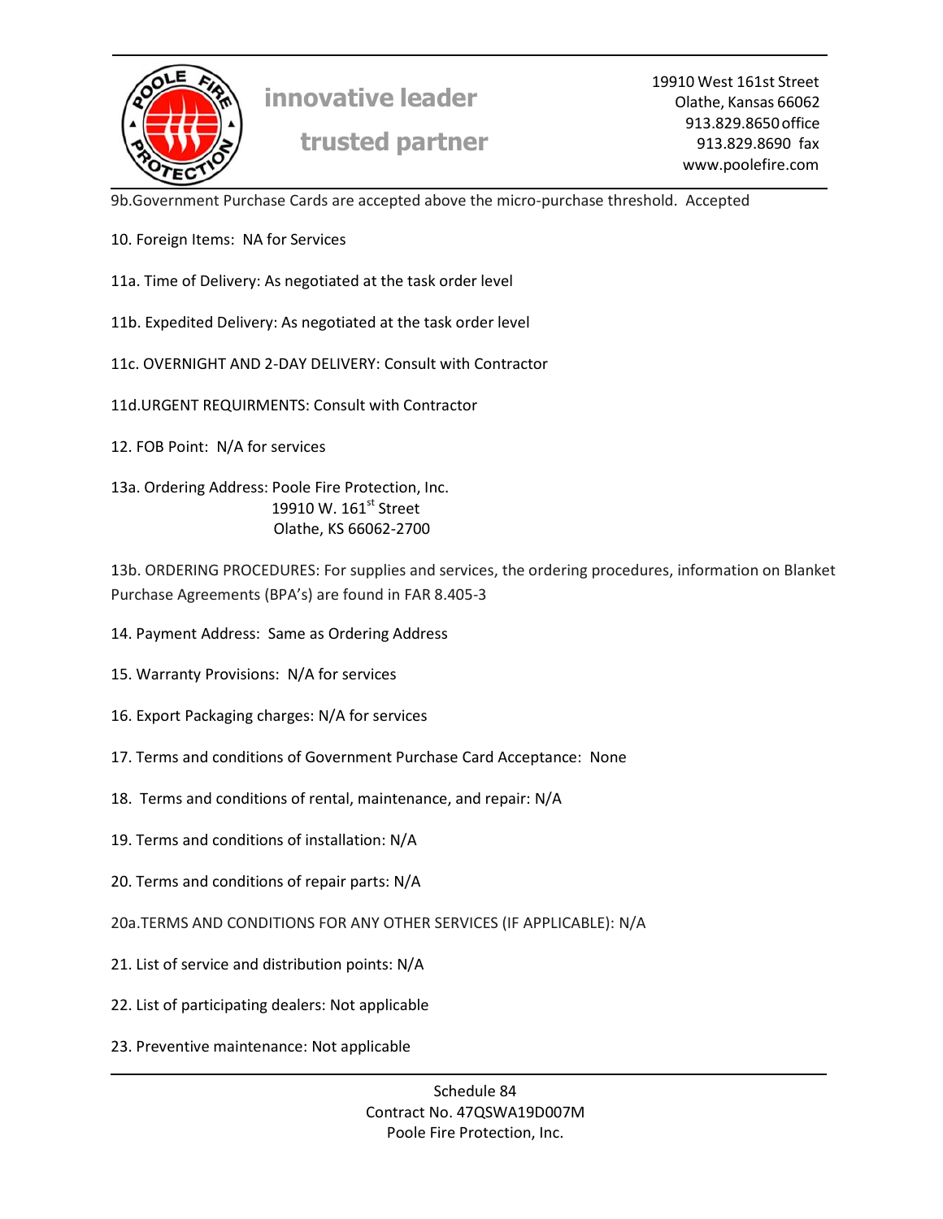9b.Government Purchase Cards are accepted above the micro-purchase threshold. Accepted

10. Foreign Items: NA for Services

11a. Time of Delivery: As negotiated at the task order level

11b. Expedited Delivery: As negotiated at the task order level

11c. OVERNIGHT AND 2-DAY DELIVERY: Consult with Contractor

11d.URGENT REQUIRMENTS: Consult with Contractor

12. FOB Point: N/A for services

13a. Ordering Address: Poole Fire Protection, Inc.
19910 W. 161st Street
Olathe, KS 66062-2700

13b. ORDERING PROCEDURES: For supplies and services, the ordering procedures, information on Blanket Purchase Agreements (BPA's) are found in FAR 8.405-3

14. Payment Address: Same as Ordering Address

15. Warranty Provisions: N/A for services

16. Export Packaging charges: N/A for services

17. Terms and conditions of Government Purchase Card Acceptance: None

18. Terms and conditions of rental, maintenance, and repair: N/A

19. Terms and conditions of installation: N/A

20. Terms and conditions of repair parts: N/A

20a.TERMS AND CONDITIONS FOR ANY OTHER SERVICES (IF APPLICABLE): N/A

21. List of service and distribution points: N/A

22. List of participating dealers: Not applicable

23. Preventive maintenance: Not applicable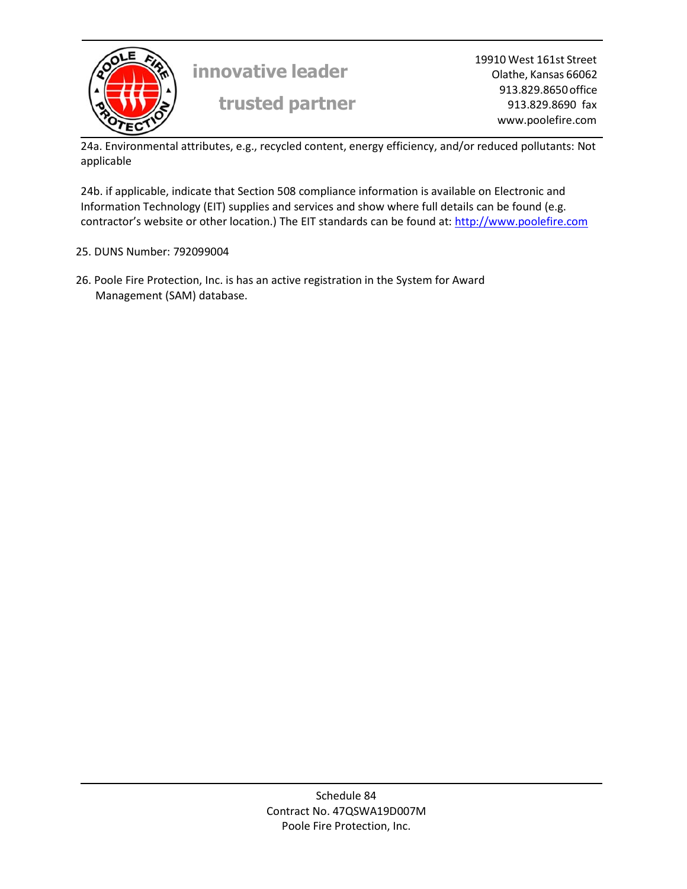24a. Environmental attributes, e.g., recycled content, energy efficiency, and/or reduced pollutants: Not applicable

24b. if applicable, indicate that Section 508 compliance information is available on Electronic and Information Technology (EIT) supplies and services and show where full details can be found (e.g. contractor's website or other location.) The EIT standards can be found at: http://www.poolefire.com

25. DUNS Number: 792099004

26. Poole Fire Protection, Inc. is has an active registration in the System for Award Management (SAM) database.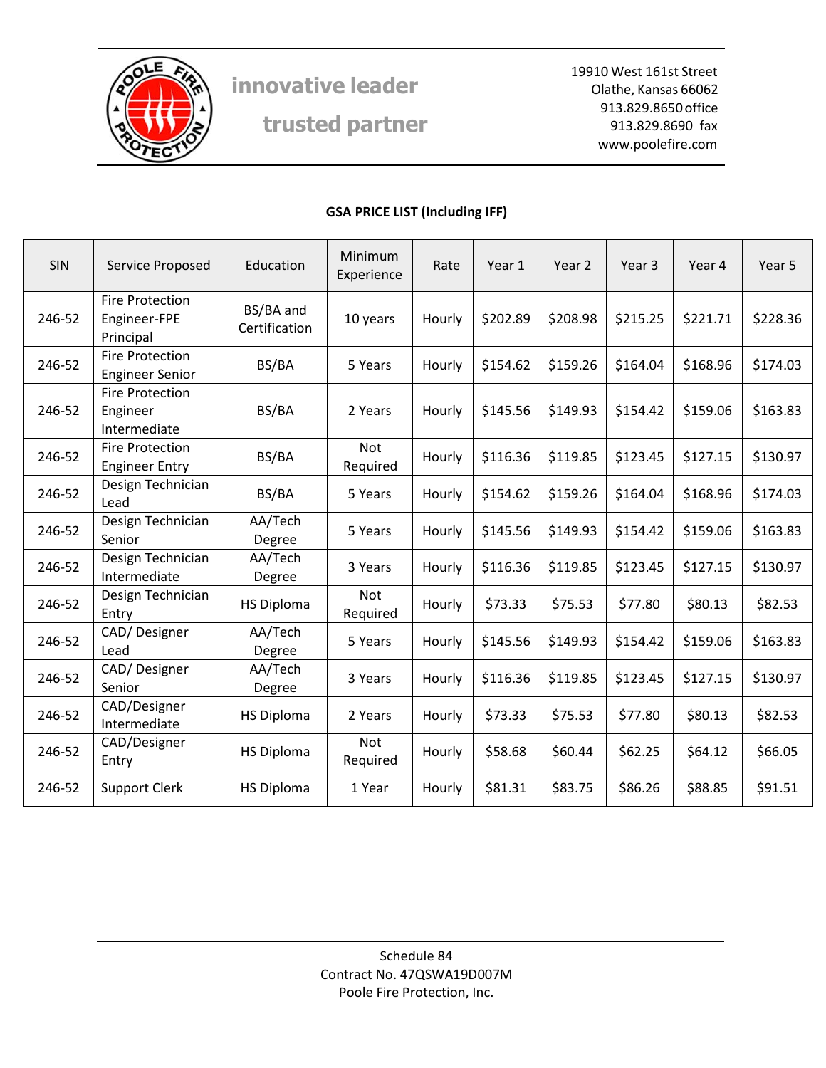innovative leader

trusted partner

19910 West 161st Street
Olathe, Kansas 66062
913.829.8650 office
913.829.8690 fax
www.poolefire.com

**GSA PRICE LIST (Including IFF)**

| SIN | Service Proposed | Education | Minimum Experience | Rate | Year 1 | Year 2 | Year 3 | Year 4 | Year 5 |
|---|---|---|---|---|---|---|---|---|---|
| 246-52 | Fire Protection Engineer-FPE Principal | BS/BA and Certification | 10 years | Hourly | $202.89 | $208.98 | $215.25 | $221.71 | $228.36 |
| 246-52 | Fire Protection Engineer Senior | BS/BA | 5 Years | Hourly | $154.62 | $159.26 | $164.04 | $168.96 | $174.03 |
| 246-52 | Fire Protection Engineer Intermediate | BS/BA | 2 Years | Hourly | $145.56 | $149.93 | $154.42 | $159.06 | $163.83 |
| 246-52 | Fire Protection Engineer Entry | BS/BA | Not Required | Hourly | $116.36 | $119.85 | $123.45 | $127.15 | $130.97 |
| 246-52 | Design Technician Lead | BS/BA | 5 Years | Hourly | $154.62 | $159.26 | $164.04 | $168.96 | $174.03 |
| 246-52 | Design Technician Senior | AA/Tech Degree | 5 Years | Hourly | $145.56 | $149.93 | $154.42 | $159.06 | $163.83 |
| 246-52 | Design Technician Intermediate | AA/Tech Degree | 3 Years | Hourly | $116.36 | $119.85 | $123.45 | $127.15 | $130.97 |
| 246-52 | Design Technician Entry | HS Diploma | Not Required | Hourly | $73.33 | $75.53 | $77.80 | $80.13 | $82.53 |
| 246-52 | CAD/ Designer Lead | AA/Tech Degree | 5 Years | Hourly | $145.56 | $149.93 | $154.42 | $159.06 | $163.83 |
| 246-52 | CAD/ Designer Senior | AA/Tech Degree | 3 Years | Hourly | $116.36 | $119.85 | $123.45 | $127.15 | $130.97 |
| 246-52 | CAD/Designer Intermediate | HS Diploma | 2 Years | Hourly | $73.33 | $75.53 | $77.80 | $80.13 | $82.53 |
| 246-52 | CAD/Designer Entry | HS Diploma | Not Required | Hourly | $58.68 | $60.44 | $62.25 | $64.12 | $66.05 |
| 246-52 | Support Clerk | HS Diploma | 1 Year | Hourly | $81.31 | $83.75 | $86.26 | $88.85 | $91.51 |

Schedule 84
Contract No. 47QSWA19D007M
Poole Fire Protection, Inc.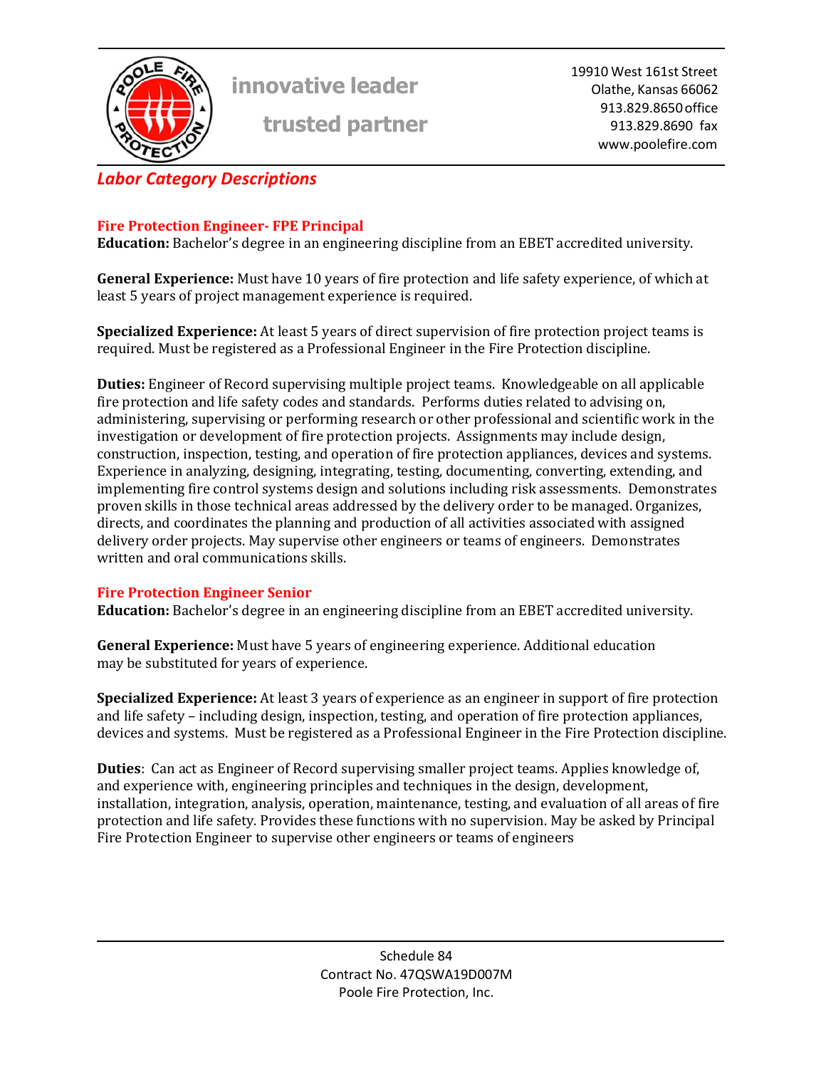## Labor Category Descriptions

### Fire Protection Engineer- FPE Principal

**Education:** Bachelor's degree in an engineering discipline from an EBET accredited university.

**General Experience:** Must have 10 years of fire protection and life safety experience, of which at least 5 years of project management experience is required.

**Specialized Experience:** At least 5 years of direct supervision of fire protection project teams is required. Must be registered as a Professional Engineer in the Fire Protection discipline.

**Duties:** Engineer of Record supervising multiple project teams. Knowledgeable on all applicable fire protection and life safety codes and standards. Performs duties related to advising on, administering, supervising or performing research or other professional and scientific work in the investigation or development of fire protection projects. Assignments may include design, construction, inspection, testing, and operation of fire protection appliances, devices and systems. Experience in analyzing, designing, integrating, testing, documenting, converting, extending, and implementing fire control systems design and solutions including risk assessments. Demonstrates proven skills in those technical areas addressed by the delivery order to be managed. Organizes, directs, and coordinates the planning and production of all activities associated with assigned delivery order projects. May supervise other engineers or teams of engineers. Demonstrates written and oral communications skills.

### Fire Protection Engineer Senior

**Education:** Bachelor's degree in an engineering discipline from an EBET accredited university.

**General Experience:** Must have 5 years of engineering experience. Additional education may be substituted for years of experience.

**Specialized Experience:** At least 3 years of experience as an engineer in support of fire protection and life safety – including design, inspection, testing, and operation of fire protection appliances, devices and systems. Must be registered as a Professional Engineer in the Fire Protection discipline.

**Duties**: Can act as Engineer of Record supervising smaller project teams. Applies knowledge of, and experience with, engineering principles and techniques in the design, development, installation, integration, analysis, operation, maintenance, testing, and evaluation of all areas of fire protection and life safety. Provides these functions with no supervision. May be asked by Principal Fire Protection Engineer to supervise other engineers or teams of engineers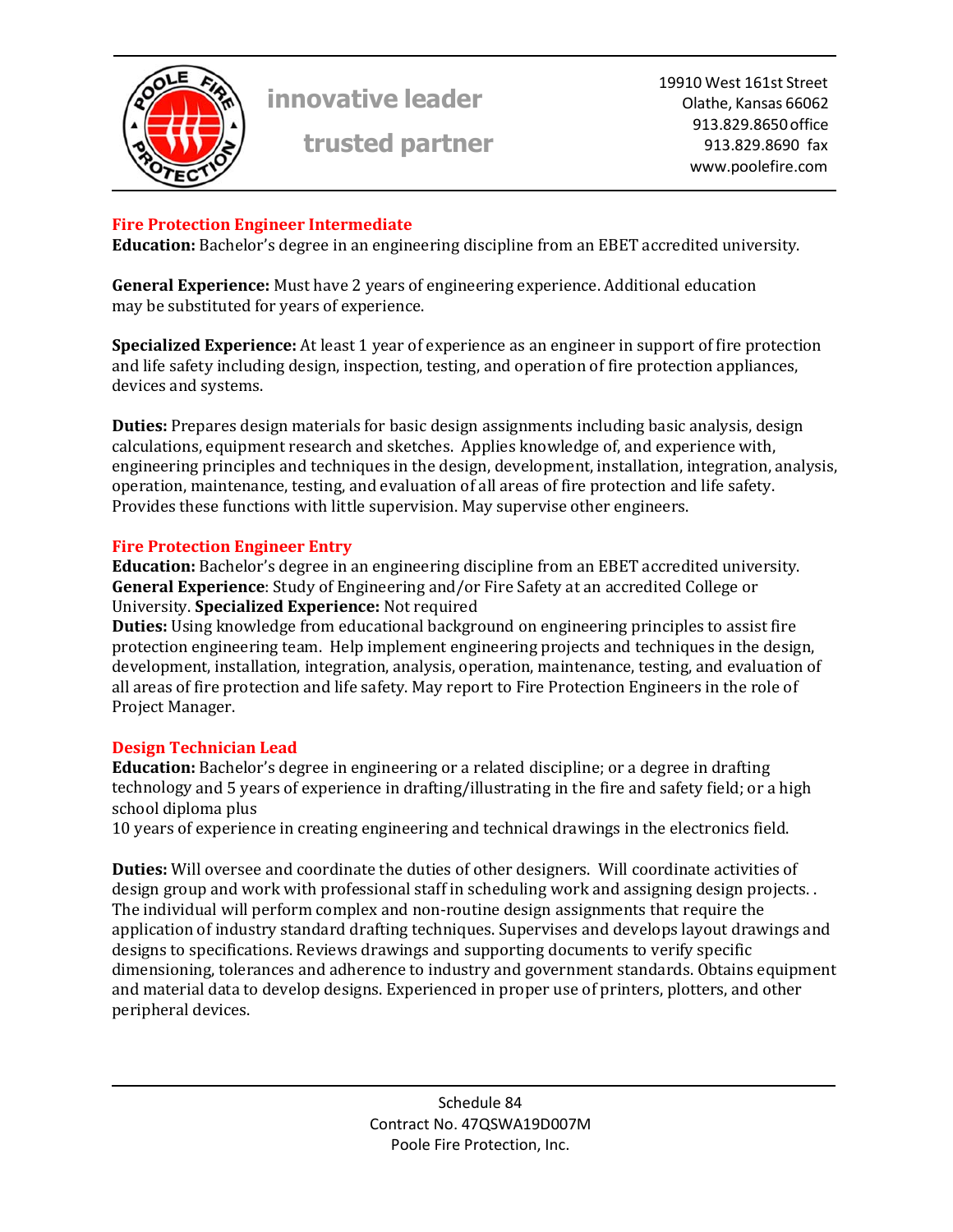## Fire Protection Engineer Intermediate

**Education:** Bachelor's degree in an engineering discipline from an EBET accredited university.

**General Experience:** Must have 2 years of engineering experience. Additional education may be substituted for years of experience.

**Specialized Experience:** At least 1 year of experience as an engineer in support of fire protection and life safety including design, inspection, testing, and operation of fire protection appliances, devices and systems.

**Duties:** Prepares design materials for basic design assignments including basic analysis, design calculations, equipment research and sketches. Applies knowledge of, and experience with, engineering principles and techniques in the design, development, installation, integration, analysis, operation, maintenance, testing, and evaluation of all areas of fire protection and life safety. Provides these functions with little supervision. May supervise other engineers.

## Fire Protection Engineer Entry

**Education:** Bachelor's degree in an engineering discipline from an EBET accredited university.
**General Experience**: Study of Engineering and/or Fire Safety at an accredited College or University. **Specialized Experience:** Not required
**Duties:** Using knowledge from educational background on engineering principles to assist fire protection engineering team. Help implement engineering projects and techniques in the design, development, installation, integration, analysis, operation, maintenance, testing, and evaluation of all areas of fire protection and life safety. May report to Fire Protection Engineers in the role of Project Manager.

## Design Technician Lead

**Education:** Bachelor's degree in engineering or a related discipline; or a degree in drafting technology and 5 years of experience in drafting/illustrating in the fire and safety field; or a high school diploma plus
10 years of experience in creating engineering and technical drawings in the electronics field.

**Duties:** Will oversee and coordinate the duties of other designers. Will coordinate activities of design group and work with professional staff in scheduling work and assigning design projects. . The individual will perform complex and non-routine design assignments that require the application of industry standard drafting techniques. Supervises and develops layout drawings and designs to specifications. Reviews drawings and supporting documents to verify specific dimensioning, tolerances and adherence to industry and government standards. Obtains equipment and material data to develop designs. Experienced in proper use of printers, plotters, and other peripheral devices.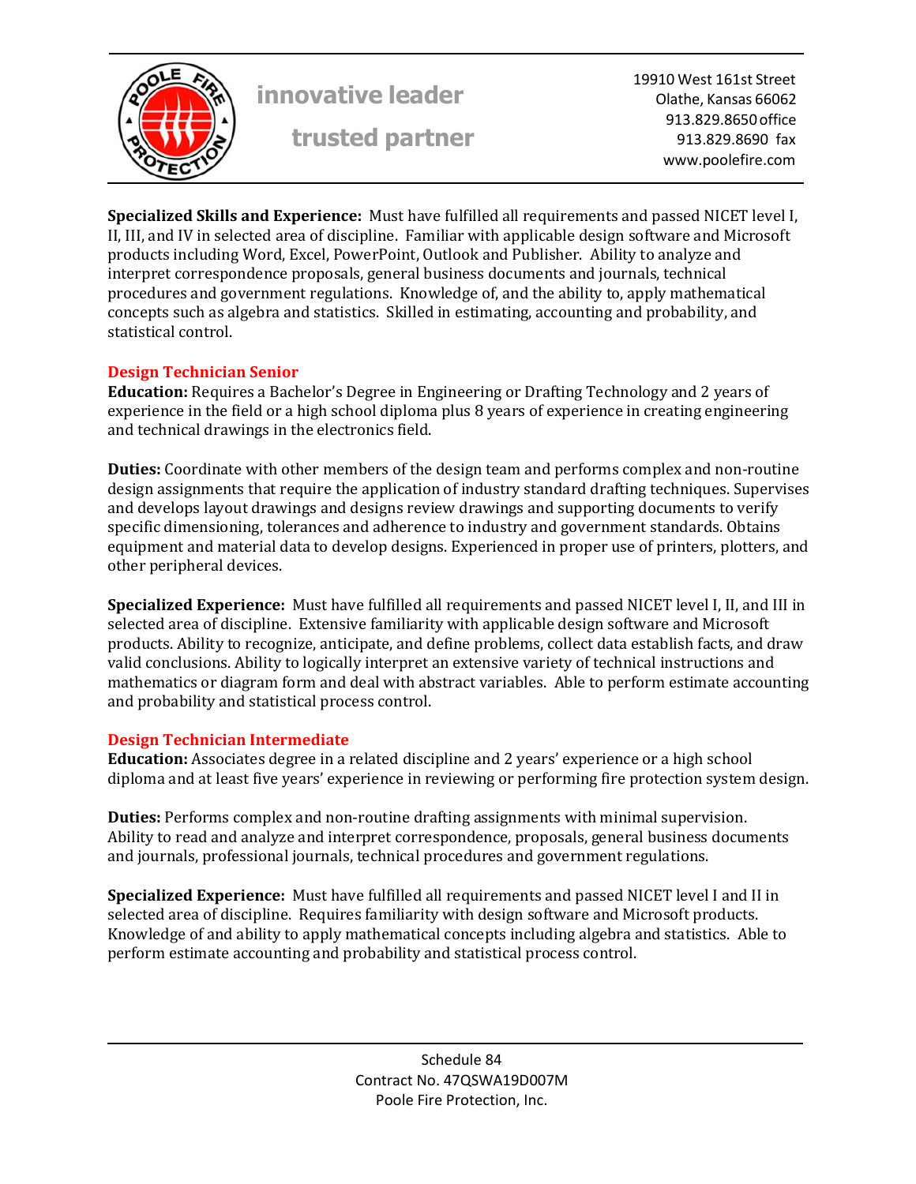**Specialized Skills and Experience:** Must have fulfilled all requirements and passed NICET level I, II, III, and IV in selected area of discipline. Familiar with applicable design software and Microsoft products including Word, Excel, PowerPoint, Outlook and Publisher. Ability to analyze and interpret correspondence proposals, general business documents and journals, technical procedures and government regulations. Knowledge of, and the ability to, apply mathematical concepts such as algebra and statistics. Skilled in estimating, accounting and probability, and statistical control.

## Design Technician Senior

**Education:** Requires a Bachelor's Degree in Engineering or Drafting Technology and 2 years of experience in the field or a high school diploma plus 8 years of experience in creating engineering and technical drawings in the electronics field.

**Duties:** Coordinate with other members of the design team and performs complex and non-routine design assignments that require the application of industry standard drafting techniques. Supervises and develops layout drawings and designs review drawings and supporting documents to verify specific dimensioning, tolerances and adherence to industry and government standards. Obtains equipment and material data to develop designs. Experienced in proper use of printers, plotters, and other peripheral devices.

**Specialized Experience:** Must have fulfilled all requirements and passed NICET level I, II, and III in selected area of discipline. Extensive familiarity with applicable design software and Microsoft products. Ability to recognize, anticipate, and define problems, collect data establish facts, and draw valid conclusions. Ability to logically interpret an extensive variety of technical instructions and mathematics or diagram form and deal with abstract variables. Able to perform estimate accounting and probability and statistical process control.

## Design Technician Intermediate

**Education:** Associates degree in a related discipline and 2 years' experience or a high school diploma and at least five years' experience in reviewing or performing fire protection system design.

**Duties:** Performs complex and non-routine drafting assignments with minimal supervision. Ability to read and analyze and interpret correspondence, proposals, general business documents and journals, professional journals, technical procedures and government regulations.

**Specialized Experience:** Must have fulfilled all requirements and passed NICET level I and II in selected area of discipline. Requires familiarity with design software and Microsoft products. Knowledge of and ability to apply mathematical concepts including algebra and statistics. Able to perform estimate accounting and probability and statistical process control.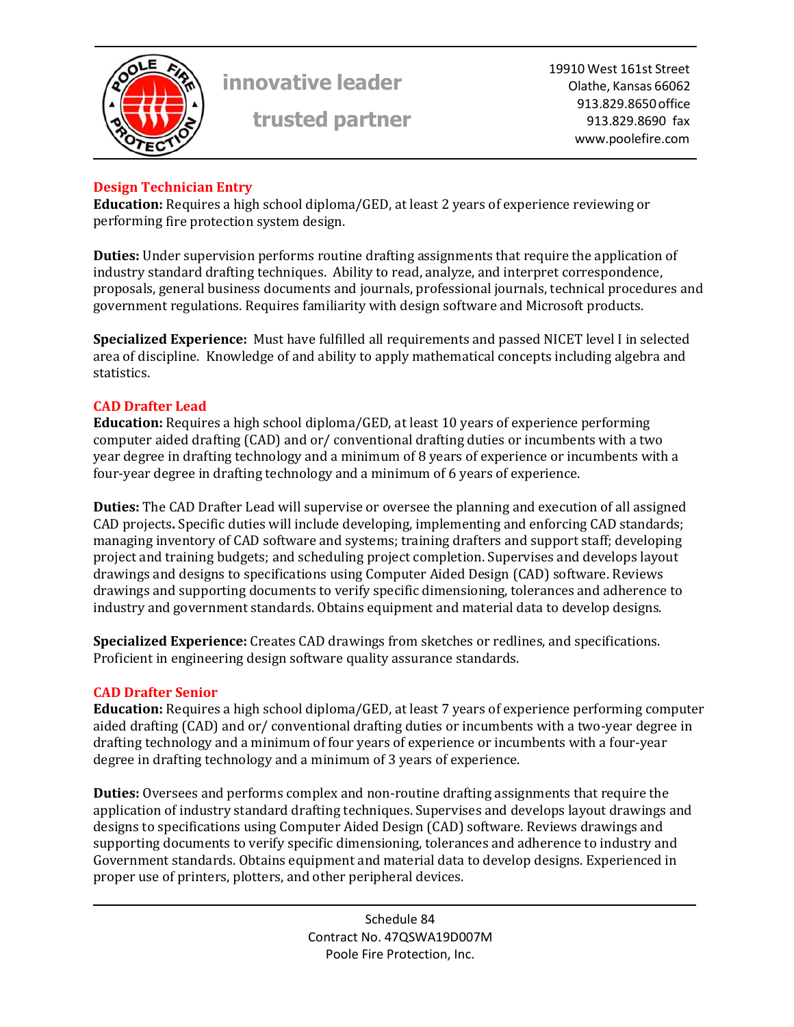### Design Technician Entry

**Education:** Requires a high school diploma/GED, at least 2 years of experience reviewing or performing fire protection system design.

**Duties:** Under supervision performs routine drafting assignments that require the application of industry standard drafting techniques. Ability to read, analyze, and interpret correspondence, proposals, general business documents and journals, professional journals, technical procedures and government regulations. Requires familiarity with design software and Microsoft products.

**Specialized Experience:** Must have fulfilled all requirements and passed NICET level I in selected area of discipline. Knowledge of and ability to apply mathematical concepts including algebra and statistics.

### CAD Drafter Lead

**Education:** Requires a high school diploma/GED, at least 10 years of experience performing computer aided drafting (CAD) and or/ conventional drafting duties or incumbents with a two year degree in drafting technology and a minimum of 8 years of experience or incumbents with a four-year degree in drafting technology and a minimum of 6 years of experience.

**Duties:** The CAD Drafter Lead will supervise or oversee the planning and execution of all assigned CAD projects**.** Specific duties will include developing, implementing and enforcing CAD standards; managing inventory of CAD software and systems; training drafters and support staff; developing project and training budgets; and scheduling project completion. Supervises and develops layout drawings and designs to specifications using Computer Aided Design (CAD) software. Reviews drawings and supporting documents to verify specific dimensioning, tolerances and adherence to industry and government standards. Obtains equipment and material data to develop designs.

**Specialized Experience:** Creates CAD drawings from sketches or redlines, and specifications. Proficient in engineering design software quality assurance standards.

### CAD Drafter Senior

**Education:** Requires a high school diploma/GED, at least 7 years of experience performing computer aided drafting (CAD) and or/ conventional drafting duties or incumbents with a two-year degree in drafting technology and a minimum of four years of experience or incumbents with a four-year degree in drafting technology and a minimum of 3 years of experience.

**Duties:** Oversees and performs complex and non-routine drafting assignments that require the application of industry standard drafting techniques. Supervises and develops layout drawings and designs to specifications using Computer Aided Design (CAD) software. Reviews drawings and supporting documents to verify specific dimensioning, tolerances and adherence to industry and Government standards. Obtains equipment and material data to develop designs. Experienced in proper use of printers, plotters, and other peripheral devices.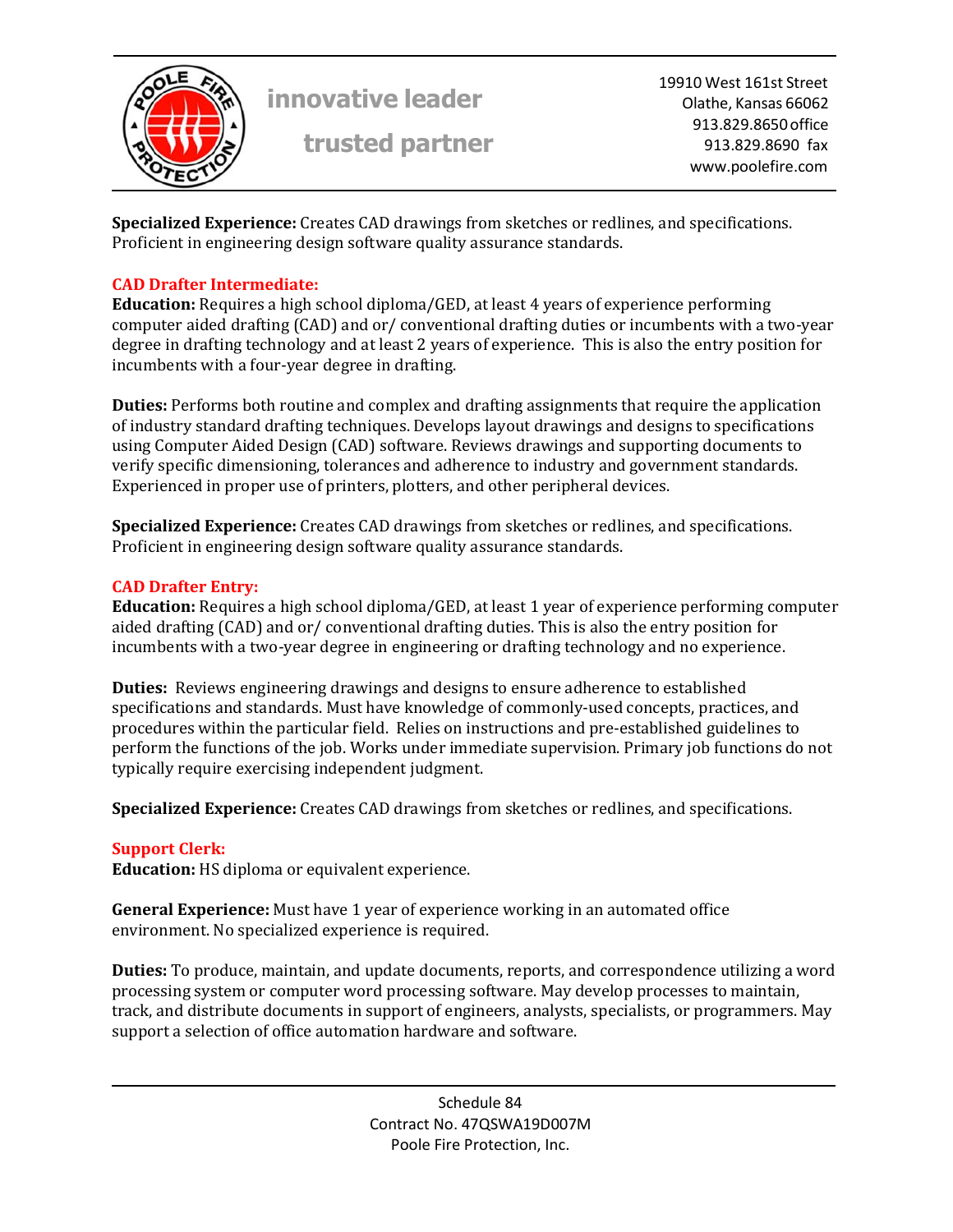**Specialized Experience:** Creates CAD drawings from sketches or redlines, and specifications. Proficient in engineering design software quality assurance standards.

## CAD Drafter Intermediate:

**Education:** Requires a high school diploma/GED, at least 4 years of experience performing computer aided drafting (CAD) and or/ conventional drafting duties or incumbents with a two-year degree in drafting technology and at least 2 years of experience. This is also the entry position for incumbents with a four-year degree in drafting.

**Duties:** Performs both routine and complex and drafting assignments that require the application of industry standard drafting techniques. Develops layout drawings and designs to specifications using Computer Aided Design (CAD) software. Reviews drawings and supporting documents to verify specific dimensioning, tolerances and adherence to industry and government standards. Experienced in proper use of printers, plotters, and other peripheral devices.

**Specialized Experience:** Creates CAD drawings from sketches or redlines, and specifications. Proficient in engineering design software quality assurance standards.

## CAD Drafter Entry:

**Education:** Requires a high school diploma/GED, at least 1 year of experience performing computer aided drafting (CAD) and or/ conventional drafting duties. This is also the entry position for incumbents with a two-year degree in engineering or drafting technology and no experience.

**Duties:** Reviews engineering drawings and designs to ensure adherence to established specifications and standards. Must have knowledge of commonly-used concepts, practices, and procedures within the particular field. Relies on instructions and pre-established guidelines to perform the functions of the job. Works under immediate supervision. Primary job functions do not typically require exercising independent judgment.

**Specialized Experience:** Creates CAD drawings from sketches or redlines, and specifications.

## Support Clerk:

**Education:** HS diploma or equivalent experience.

**General Experience:** Must have 1 year of experience working in an automated office environment. No specialized experience is required.

**Duties:** To produce, maintain, and update documents, reports, and correspondence utilizing a word processing system or computer word processing software. May develop processes to maintain, track, and distribute documents in support of engineers, analysts, specialists, or programmers. May support a selection of office automation hardware and software.